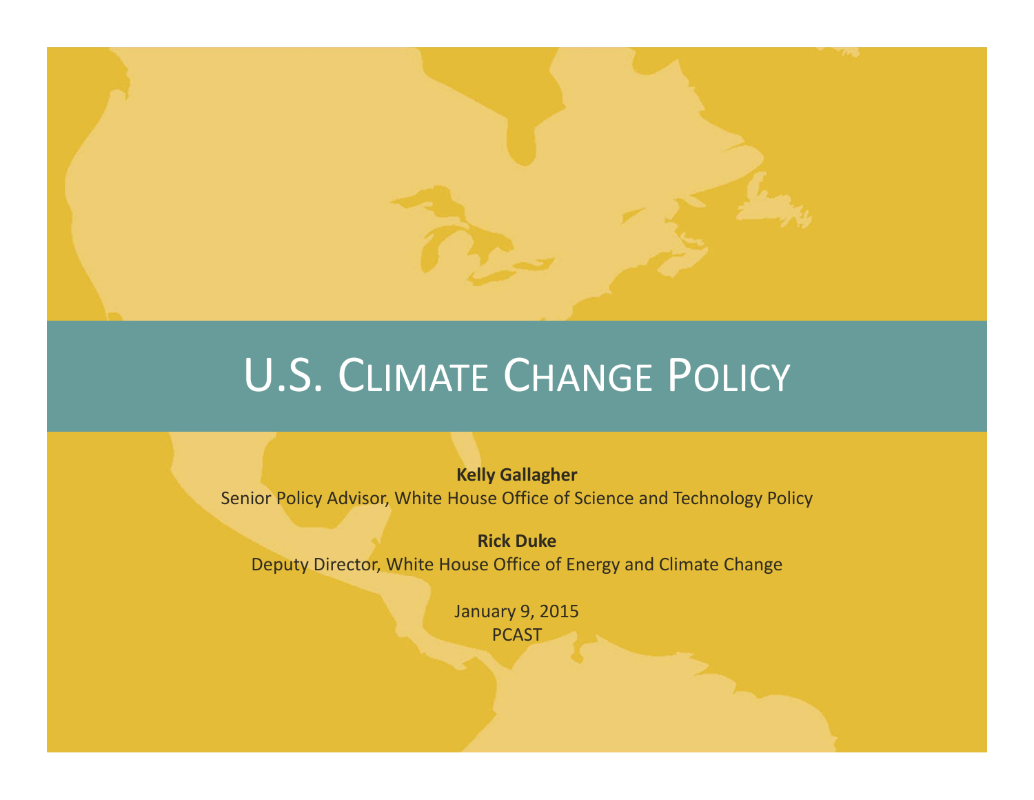# U.S. Climate Change Policy

**Kelly Gallagher**
Senior Policy Advisor, White House Office of Science and Technology Policy

**Rick Duke**
Deputy Director, White House Office of Energy and Climate Change

January 9, 2015
PCAST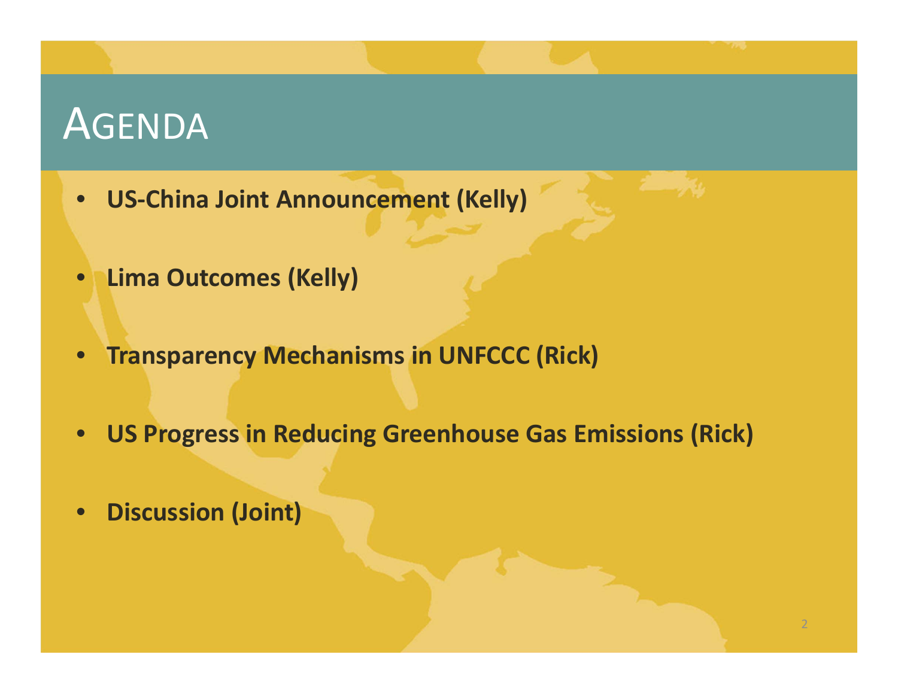# Agenda

- **US-China Joint Announcement (Kelly)**
- **Lima Outcomes (Kelly)**
- **Transparency Mechanisms in UNFCCC (Rick)**
- **US Progress in Reducing Greenhouse Gas Emissions (Rick)**
- **Discussion (Joint)**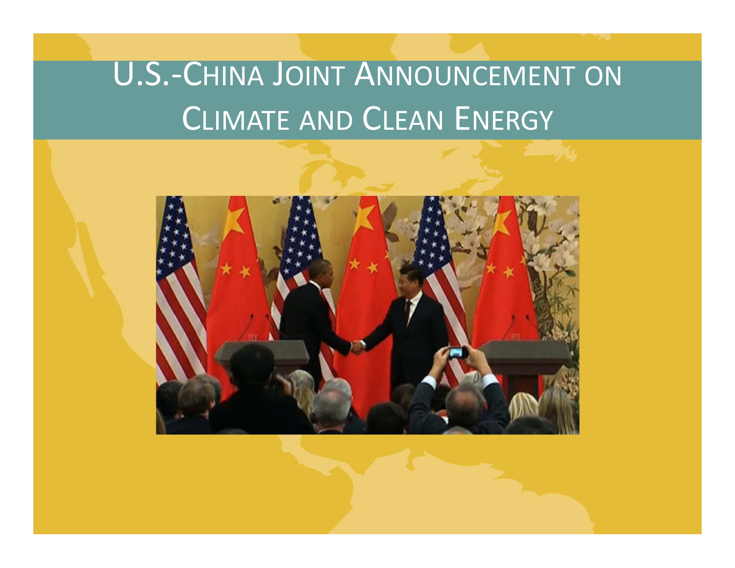# U.S.-China Joint Announcement on Climate and Clean Energy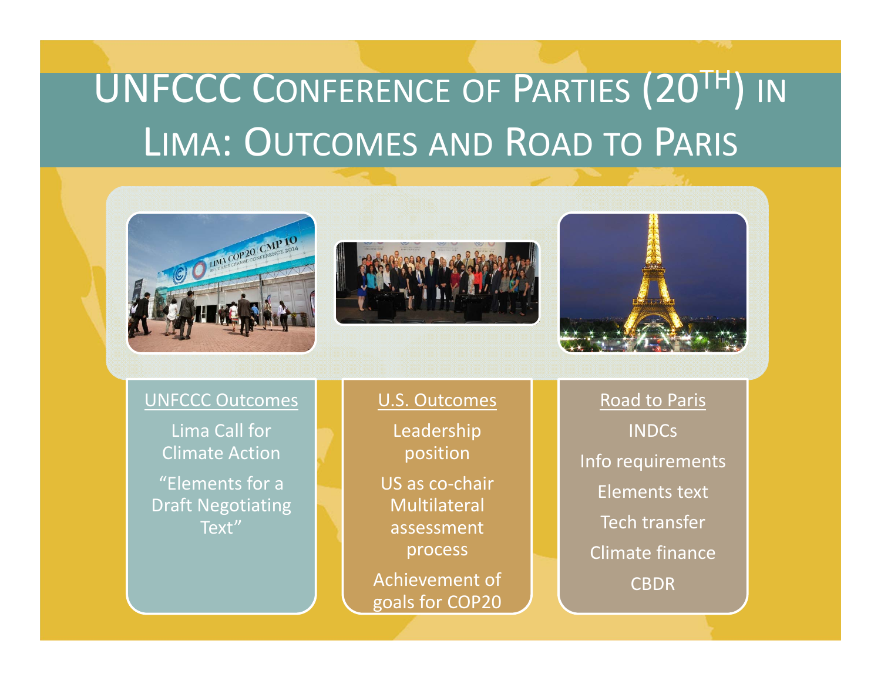# UNFCCC Conference of Parties (20th) in Lima: Outcomes and Road to Paris

**UNFCCC Outcomes**

Lima Call for Climate Action

"Elements for a Draft Negotiating Text"

**U.S. Outcomes**

Leadership position

US as co-chair Multilateral assessment process

Achievement of goals for COP20

**Road to Paris**

INDCs

Info requirements

Elements text

Tech transfer

Climate finance

CBDR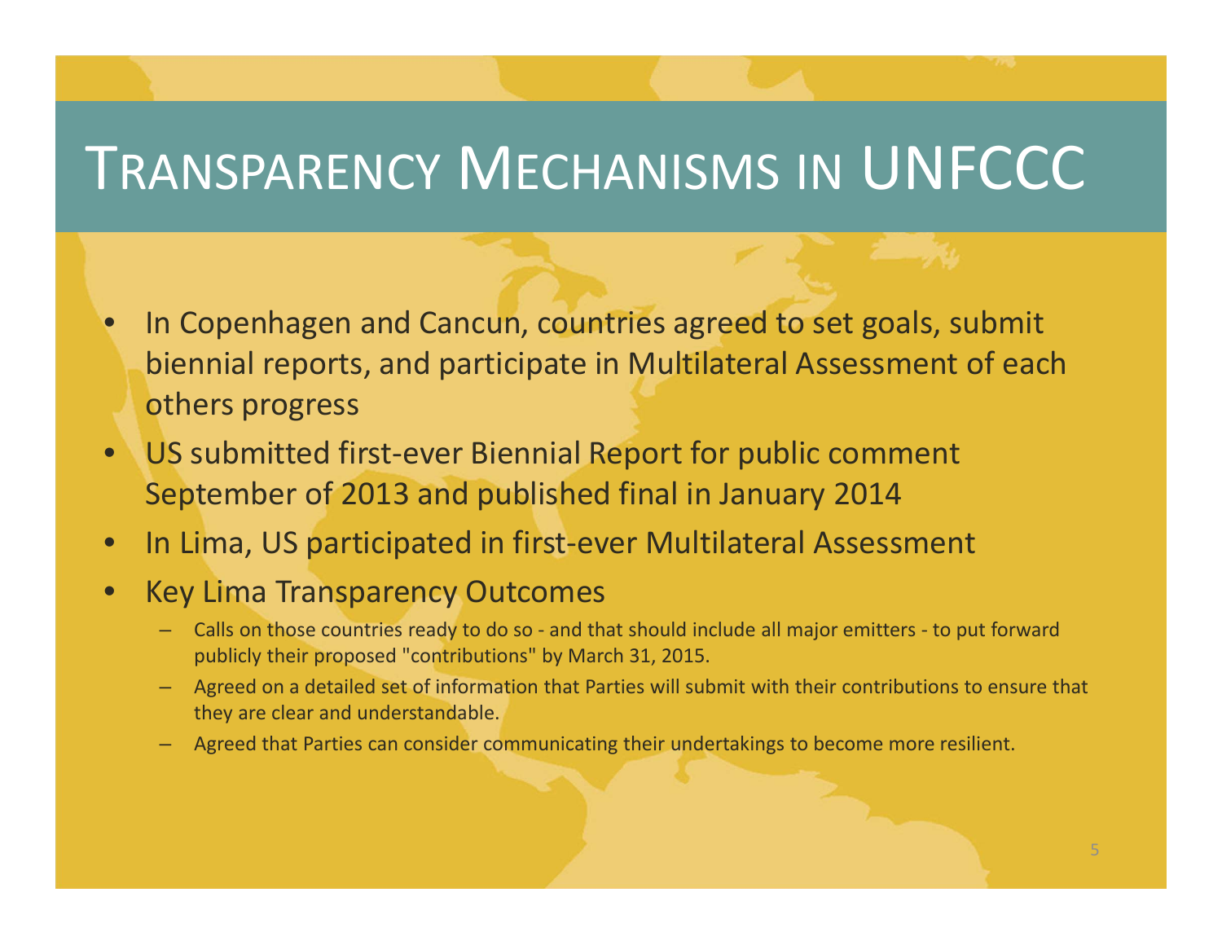# Transparency Mechanisms in UNFCCC

- In Copenhagen and Cancun, countries agreed to set goals, submit biennial reports, and participate in Multilateral Assessment of each others progress
- US submitted first-ever Biennial Report for public comment September of 2013 and published final in January 2014
- In Lima, US participated in first-ever Multilateral Assessment
- Key Lima Transparency Outcomes
  - Calls on those countries ready to do so - and that should include all major emitters - to put forward publicly their proposed "contributions" by March 31, 2015.
  - Agreed on a detailed set of information that Parties will submit with their contributions to ensure that they are clear and understandable.
  - Agreed that Parties can consider communicating their undertakings to become more resilient.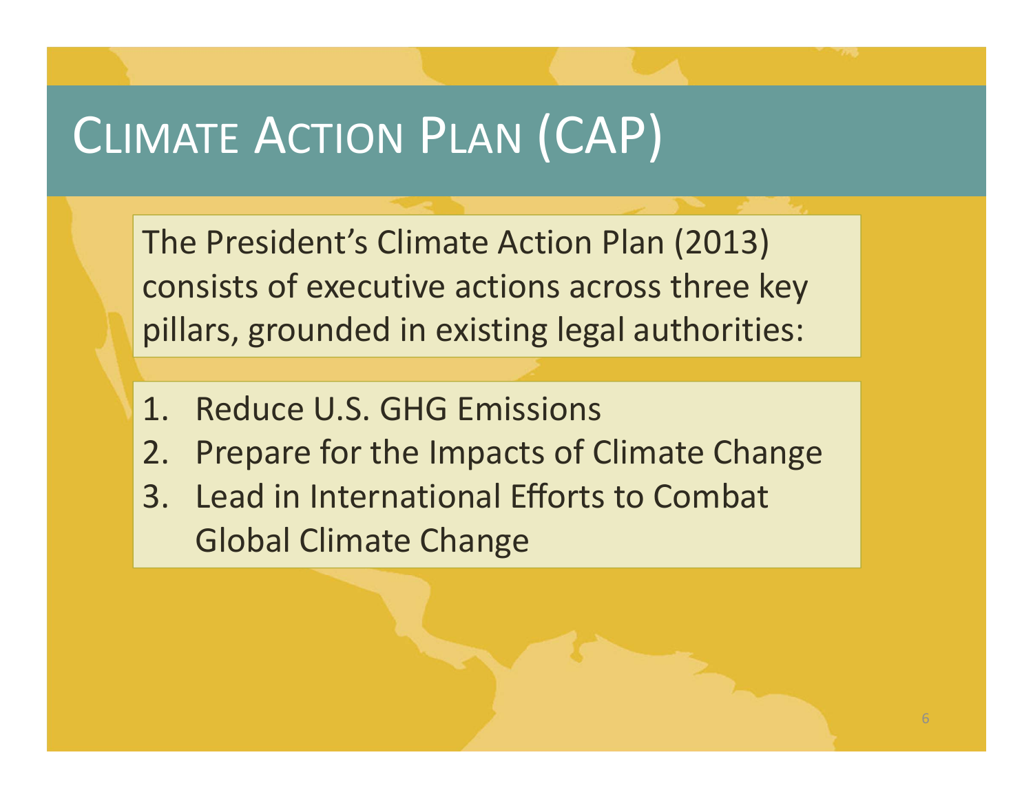# Climate Action Plan (CAP)

The President's Climate Action Plan (2013) consists of executive actions across three key pillars, grounded in existing legal authorities:

1. Reduce U.S. GHG Emissions
2. Prepare for the Impacts of Climate Change
3. Lead in International Efforts to Combat Global Climate Change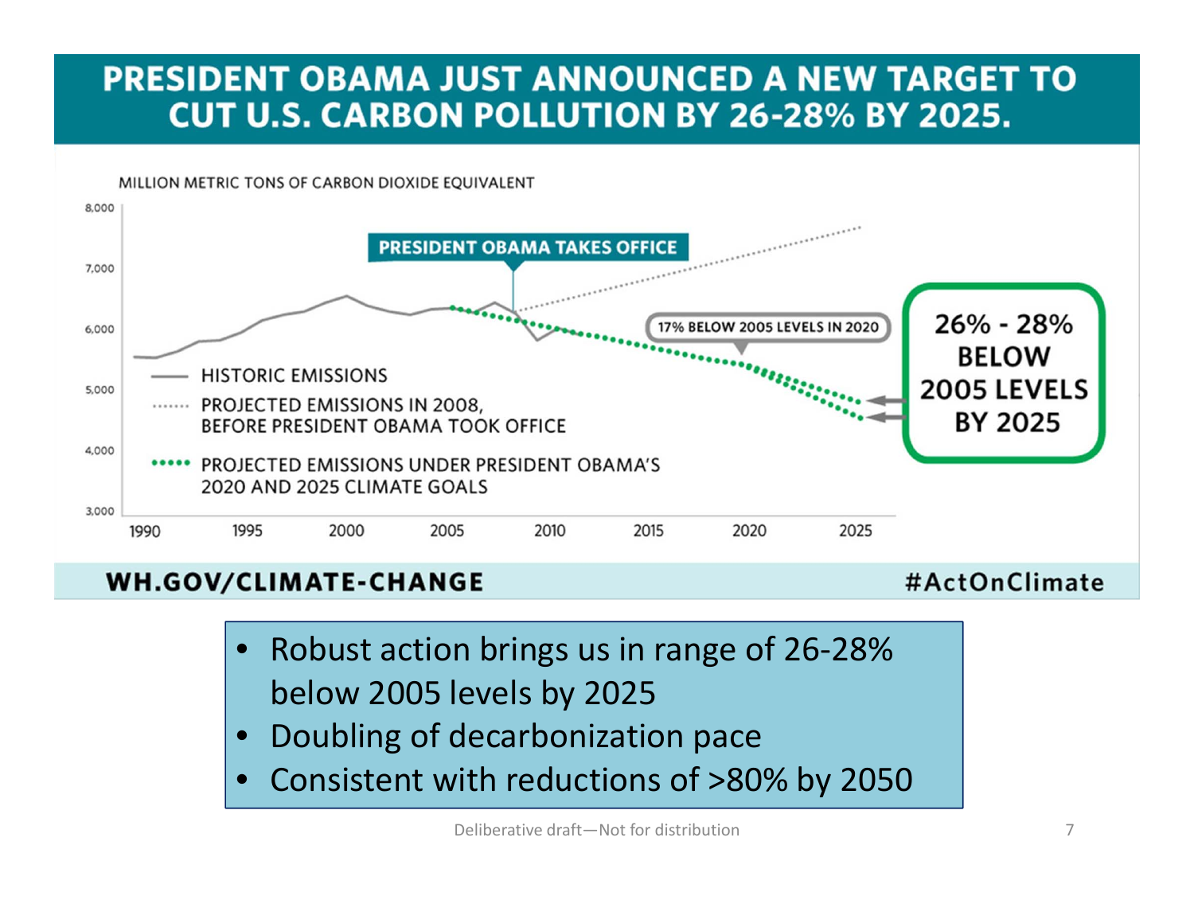# PRESIDENT OBAMA JUST ANNOUNCED A NEW TARGET TO CUT U.S. CARBON POLLUTION BY 26-28% BY 2025.

MILLION METRIC TONS OF CARBON DIOXIDE EQUIVALENT

- HISTORIC EMISSIONS
- PROJECTED EMISSIONS IN 2008, BEFORE PRESIDENT OBAMA TOOK OFFICE
- PROJECTED EMISSIONS UNDER PRESIDENT OBAMA'S 2020 AND 2025 CLIMATE GOALS

PRESIDENT OBAMA TAKES OFFICE

17% BELOW 2005 LEVELS IN 2020

26% - 28% BELOW 2005 LEVELS BY 2025

WH.GOV/CLIMATE-CHANGE #ActOnClimate

- Robust action brings us in range of 26-28% below 2005 levels by 2025
- Doubling of decarbonization pace
- Consistent with reductions of >80% by 2050

Deliberative draft—Not for distribution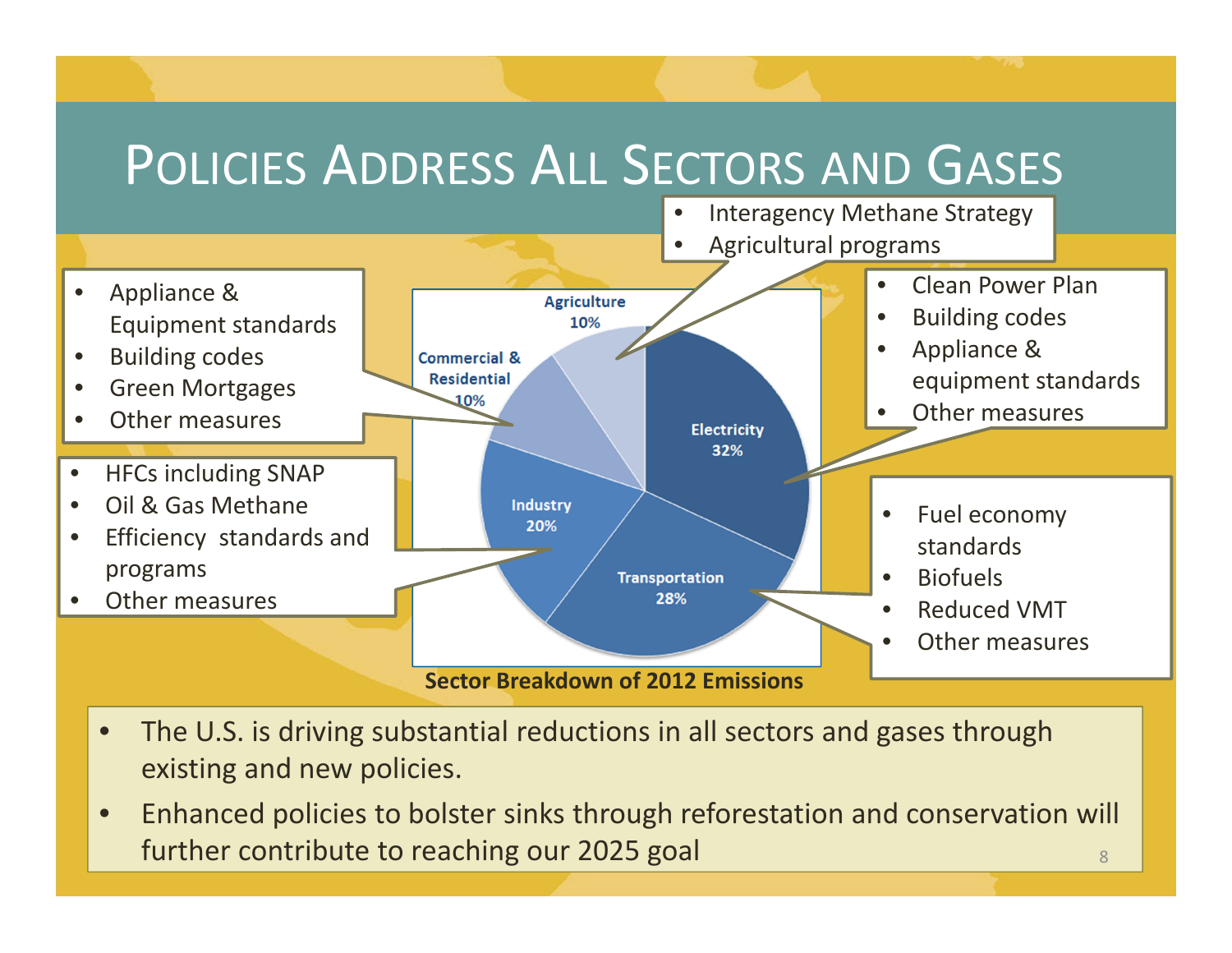# Policies Address All Sectors and Gases

- Interagency Methane Strategy
- Agricultural programs

- Appliance & Equipment standards
- Building codes
- Green Mortgages
- Other measures

- Clean Power Plan
- Building codes
- Appliance & equipment standards
- Other measures

- HFCs including SNAP
- Oil & Gas Methane
- Efficiency standards and programs
- Other measures

- Fuel economy standards
- Biofuels
- Reduced VMT
- Other measures

| Sector | Share |
| --- | --- |
| Electricity | 32% |
| Transportation | 28% |
| Industry | 20% |
| Commercial & Residential | 10% |
| Agriculture | 10% |

**Sector Breakdown of 2012 Emissions**

- The U.S. is driving substantial reductions in all sectors and gases through existing and new policies.
- Enhanced policies to bolster sinks through reforestation and conservation will further contribute to reaching our 2025 goal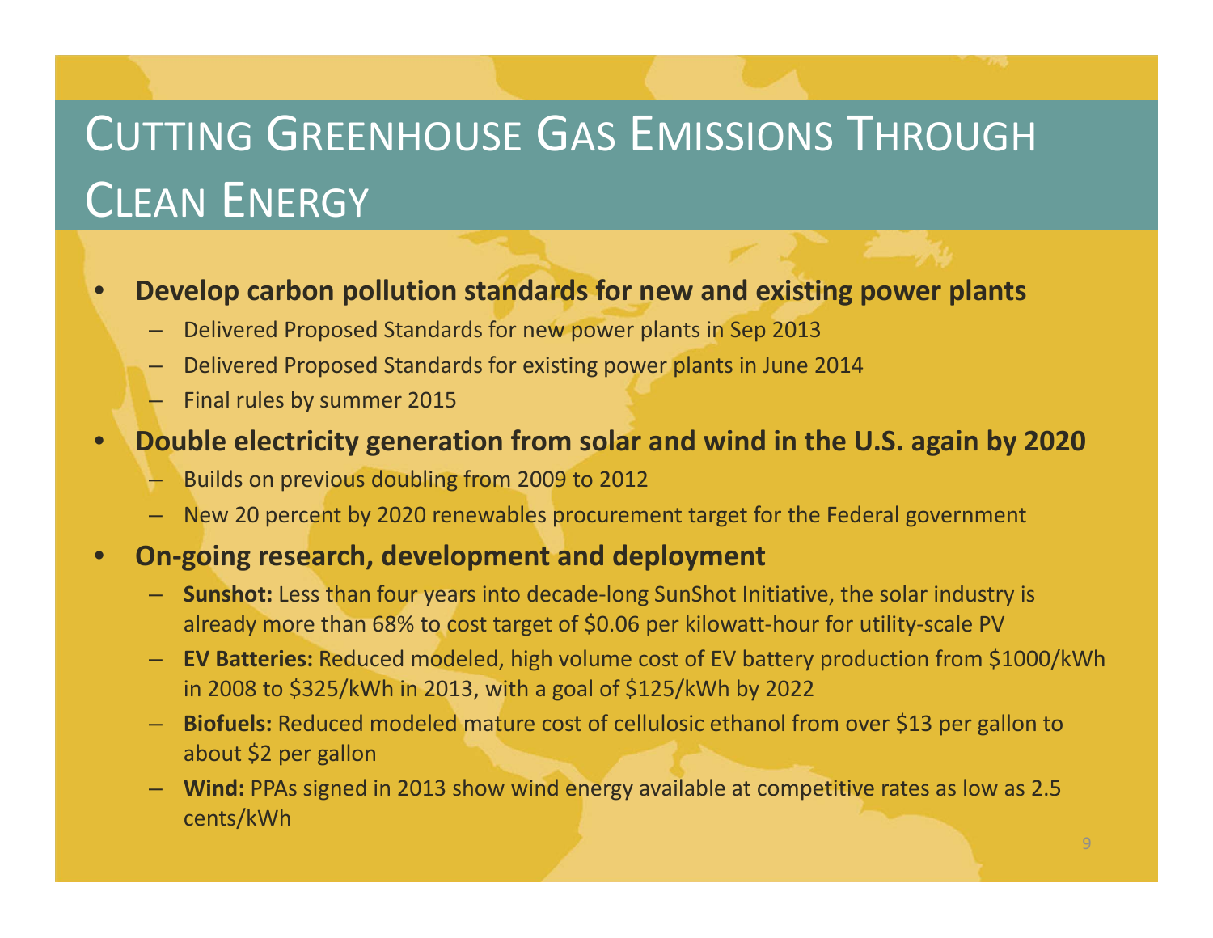# Cutting Greenhouse Gas Emissions Through Clean Energy

- **Develop carbon pollution standards for new and existing power plants**
  - Delivered Proposed Standards for new power plants in Sep 2013
  - Delivered Proposed Standards for existing power plants in June 2014
  - Final rules by summer 2015
- **Double electricity generation from solar and wind in the U.S. again by 2020**
  - Builds on previous doubling from 2009 to 2012
  - New 20 percent by 2020 renewables procurement target for the Federal government
- **On-going research, development and deployment**
  - **Sunshot:** Less than four years into decade-long SunShot Initiative, the solar industry is already more than 68% to cost target of $0.06 per kilowatt-hour for utility-scale PV
  - **EV Batteries:** Reduced modeled, high volume cost of EV battery production from $1000/kWh in 2008 to $325/kWh in 2013, with a goal of $125/kWh by 2022
  - **Biofuels:** Reduced modeled mature cost of cellulosic ethanol from over $13 per gallon to about $2 per gallon
  - **Wind:** PPAs signed in 2013 show wind energy available at competitive rates as low as 2.5 cents/kWh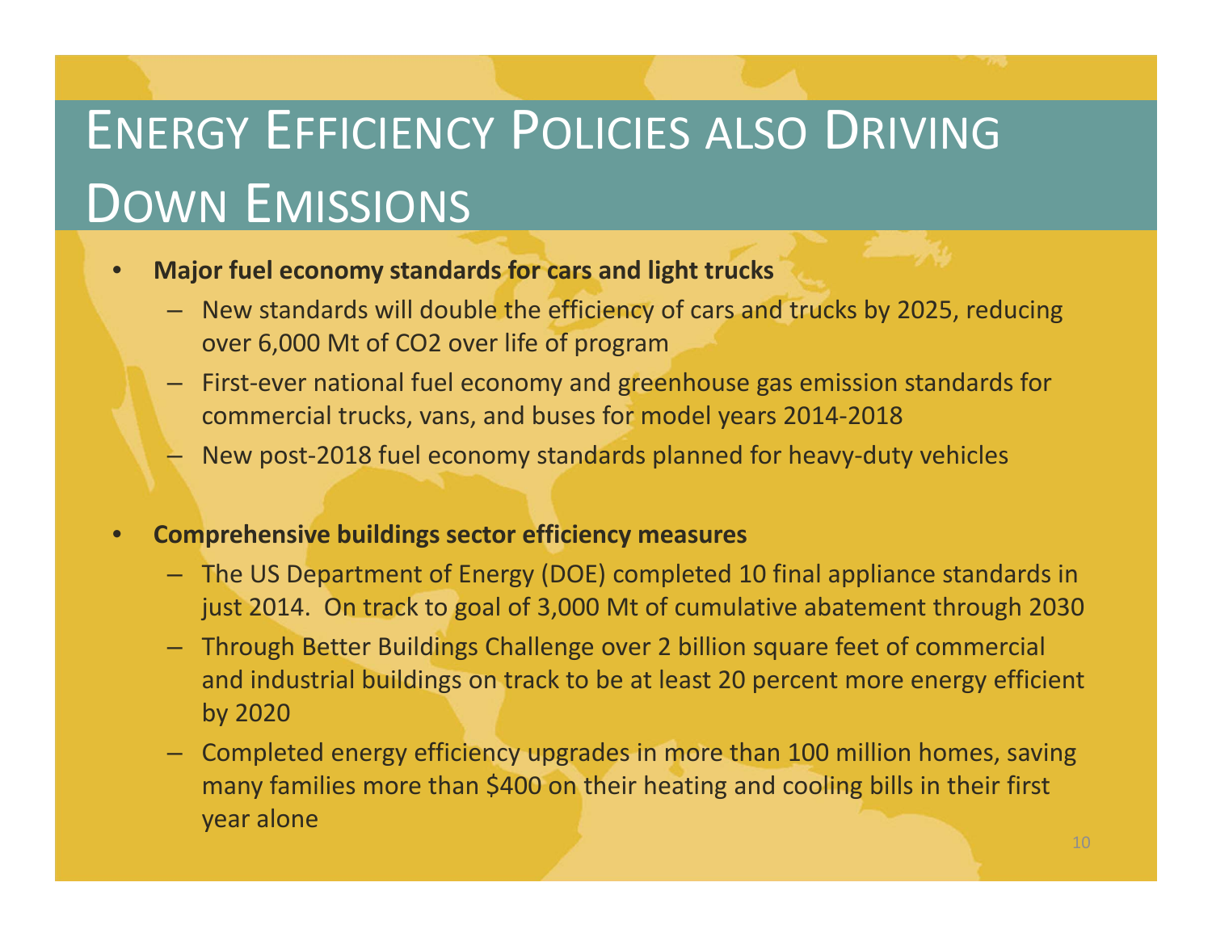# Energy Efficiency Policies also Driving Down Emissions

- **Major fuel economy standards for cars and light trucks**
  - New standards will double the efficiency of cars and trucks by 2025, reducing over 6,000 Mt of $CO_2$ over life of program
  - First-ever national fuel economy and greenhouse gas emission standards for commercial trucks, vans, and buses for model years 2014-2018
  - New post-2018 fuel economy standards planned for heavy-duty vehicles

- **Comprehensive buildings sector efficiency measures**
  - The US Department of Energy (DOE) completed 10 final appliance standards in just 2014. On track to goal of 3,000 Mt of cumulative abatement through 2030
  - Through Better Buildings Challenge over 2 billion square feet of commercial and industrial buildings on track to be at least 20 percent more energy efficient by 2020
  - Completed energy efficiency upgrades in more than 100 million homes, saving many families more than $400 on their heating and cooling bills in their first year alone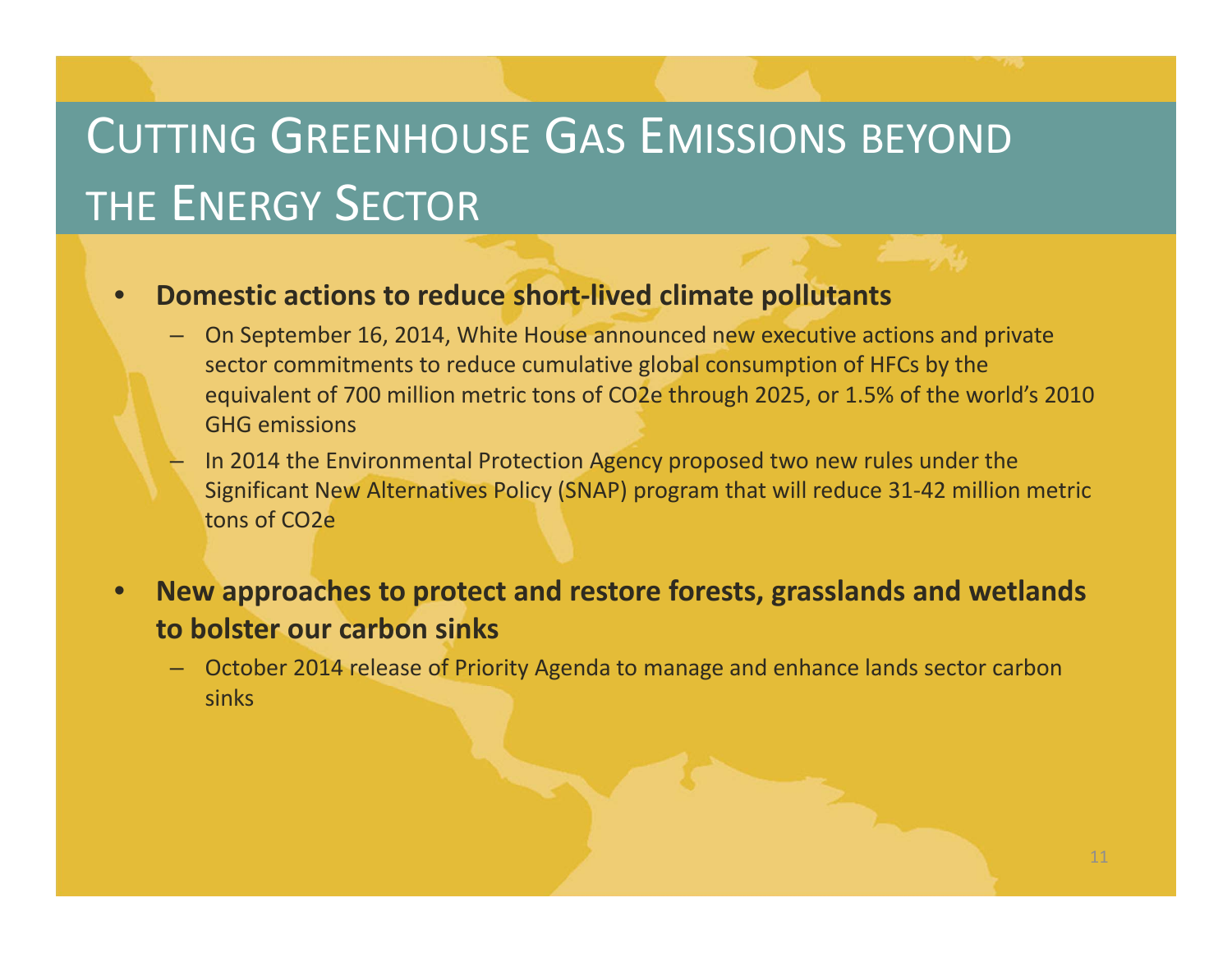# Cutting Greenhouse Gas Emissions beyond the Energy Sector

- **Domestic actions to reduce short-lived climate pollutants**
  - On September 16, 2014, White House announced new executive actions and private sector commitments to reduce cumulative global consumption of HFCs by the equivalent of 700 million metric tons of CO2e through 2025, or 1.5% of the world's 2010 GHG emissions
  - In 2014 the Environmental Protection Agency proposed two new rules under the Significant New Alternatives Policy (SNAP) program that will reduce 31-42 million metric tons of CO2e

- **New approaches to protect and restore forests, grasslands and wetlands to bolster our carbon sinks**
  - October 2014 release of Priority Agenda to manage and enhance lands sector carbon sinks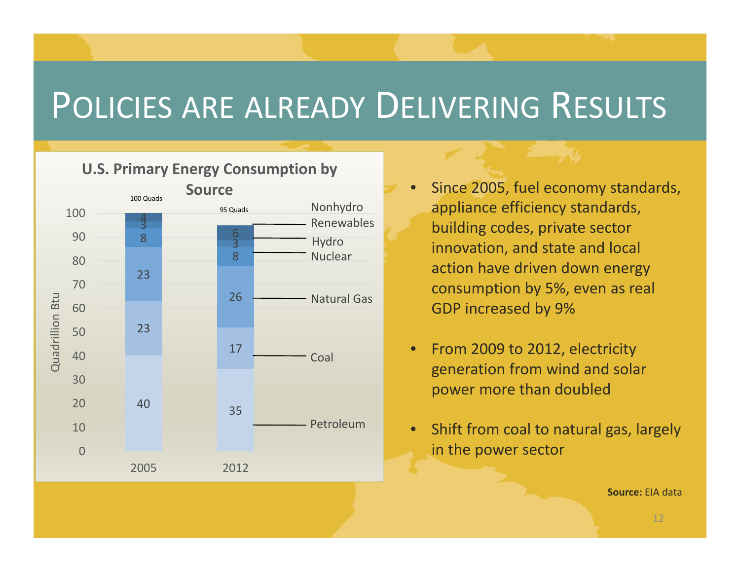# Policies are Already Delivering Results

**U.S. Primary Energy Consumption by Source**

Quadrillion Btu

100 Quads

95 Quads

2005: Petroleum 40, Coal 23, Natural Gas 23, Nuclear 8, Hydro 3, Nonhydro Renewables 4

2012: Petroleum 35, Coal 17, Natural Gas 26, Nuclear 8, Hydro 3, Nonhydro Renewables 6

Nonhydro Renewables

Hydro

Nuclear

Natural Gas

Coal

Petroleum

0, 10, 20, 30, 40, 50, 60, 70, 80, 90, 100

2005, 2012

- Since 2005, fuel economy standards, appliance efficiency standards, building codes, private sector innovation, and state and local action have driven down energy consumption by 5%, even as real GDP increased by 9%
- From 2009 to 2012, electricity generation from wind and solar power more than doubled
- Shift from coal to natural gas, largely in the power sector

**Source:** EIA data